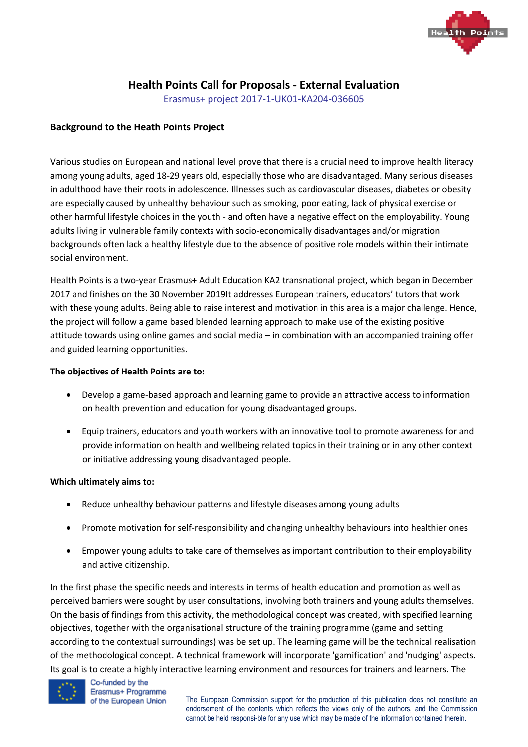# Health Points Call for Proposals - External Evaluation

Erasmus+ project 2017-1-UK01-KA204-036605

## Background to the Heath Points Project

Various studies on European and national level prove that there is a crucial need to improve health literacy among young adults, aged 18-29 years old, especially those who are disadvantaged. Many serious diseases in adulthood have their roots in adolescence. Illnesses such as cardiovascular diseases, diabetes or obesity are especially caused by unhealthy behaviour such as smoking, poor eating, lack of physical exercise or other harmful lifestyle choices in the youth - and often have a negative effect on the employability. Young adults living in vulnerable family contexts with socio-economically disadvantages and/or migration backgrounds often lack a healthy lifestyle due to the absence of positive role models within their intimate social environment.

Health Points is a two-year Erasmus+ Adult Education KA2 transnational project, which began in December 2017 and finishes on the 30 November 2019It addresses European trainers, educators' tutors that work with these young adults. Being able to raise interest and motivation in this area is a major challenge. Hence, the project will follow a game based blended learning approach to make use of the existing positive attitude towards using online games and social media – in combination with an accompanied training offer and guided learning opportunities.

**The objectives of Health Points are to:**

- Develop a game-based approach and learning game to provide an attractive access to information on health prevention and education for young disadvantaged groups.
- Equip trainers, educators and youth workers with an innovative tool to promote awareness for and provide information on health and wellbeing related topics in their training or in any other context or initiative addressing young disadvantaged people.

**Which ultimately aims to:**

- Reduce unhealthy behaviour patterns and lifestyle diseases among young adults
- Promote motivation for self-responsibility and changing unhealthy behaviours into healthier ones
- Empower young adults to take care of themselves as important contribution to their employability and active citizenship.

In the first phase the specific needs and interests in terms of health education and promotion as well as perceived barriers were sought by user consultations, involving both trainers and young adults themselves. On the basis of findings from this activity, the methodological concept was created, with specified learning objectives, together with the organisational structure of the training programme (game and setting according to the contextual surroundings) was be set up. The learning game will be the technical realisation of the methodological concept. A technical framework will incorporate 'gamification' and 'nudging' aspects. Its goal is to create a highly interactive learning environment and resources for trainers and learners. The

Co-funded by the Erasmus+ Programme of the European Union

The European Commission support for the production of this publication does not constitute an endorsement of the contents which reflects the views only of the authors, and the Commission cannot be held responsi-ble for any use which may be made of the information contained therein.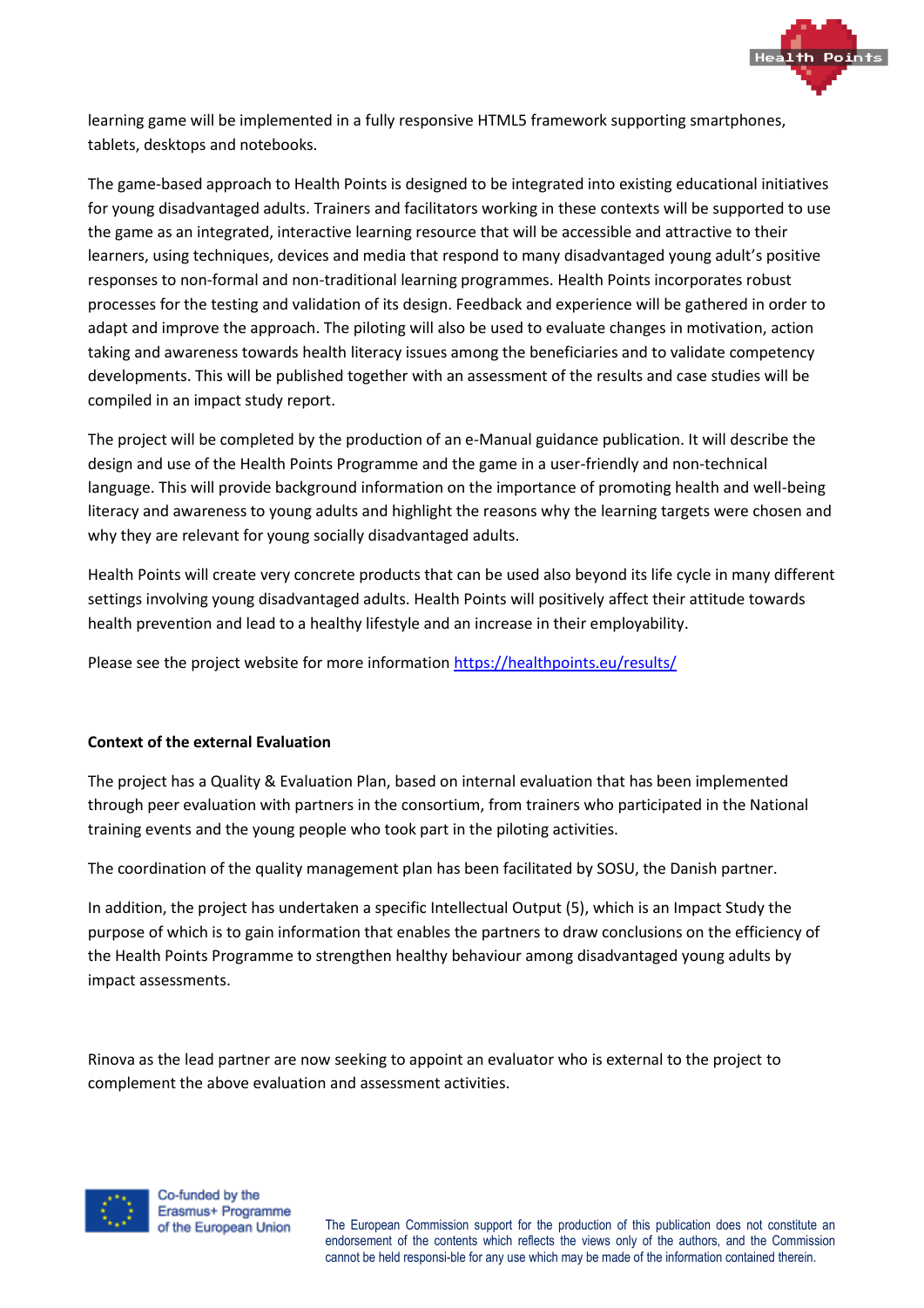learning game will be implemented in a fully responsive HTML5 framework supporting smartphones, tablets, desktops and notebooks.

The game-based approach to Health Points is designed to be integrated into existing educational initiatives for young disadvantaged adults. Trainers and facilitators working in these contexts will be supported to use the game as an integrated, interactive learning resource that will be accessible and attractive to their learners, using techniques, devices and media that respond to many disadvantaged young adult's positive responses to non-formal and non-traditional learning programmes. Health Points incorporates robust processes for the testing and validation of its design. Feedback and experience will be gathered in order to adapt and improve the approach. The piloting will also be used to evaluate changes in motivation, action taking and awareness towards health literacy issues among the beneficiaries and to validate competency developments. This will be published together with an assessment of the results and case studies will be compiled in an impact study report.

The project will be completed by the production of an e-Manual guidance publication. It will describe the design and use of the Health Points Programme and the game in a user-friendly and non-technical language. This will provide background information on the importance of promoting health and well-being literacy and awareness to young adults and highlight the reasons why the learning targets were chosen and why they are relevant for young socially disadvantaged adults.

Health Points will create very concrete products that can be used also beyond its life cycle in many different settings involving young disadvantaged adults. Health Points will positively affect their attitude towards health prevention and lead to a healthy lifestyle and an increase in their employability.

Please see the project website for more information https://healthpoints.eu/results/

**Context of the external Evaluation**

The project has a Quality & Evaluation Plan, based on internal evaluation that has been implemented through peer evaluation with partners in the consortium, from trainers who participated in the National training events and the young people who took part in the piloting activities.

The coordination of the quality management plan has been facilitated by SOSU, the Danish partner.

In addition, the project has undertaken a specific Intellectual Output (5), which is an Impact Study the purpose of which is to gain information that enables the partners to draw conclusions on the efficiency of the Health Points Programme to strengthen healthy behaviour among disadvantaged young adults by impact assessments.

Rinova as the lead partner are now seeking to appoint an evaluator who is external to the project to complement the above evaluation and assessment activities.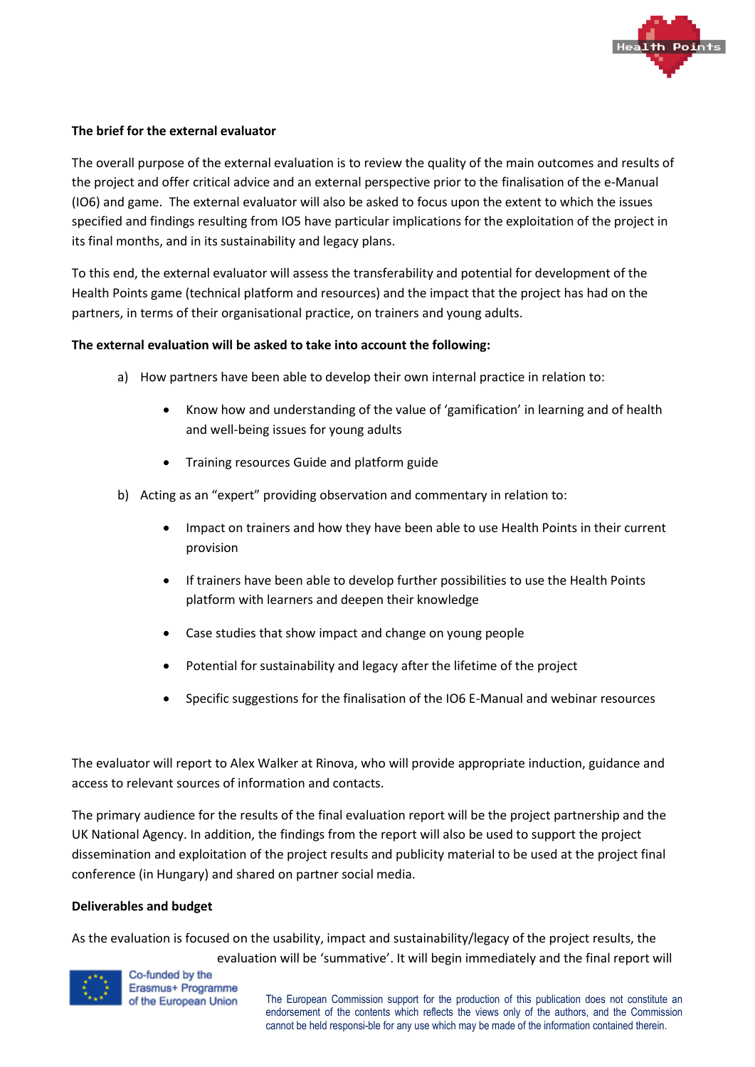**The brief for the external evaluator**

The overall purpose of the external evaluation is to review the quality of the main outcomes and results of the project and offer critical advice and an external perspective prior to the finalisation of the e-Manual (IO6) and game. The external evaluator will also be asked to focus upon the extent to which the issues specified and findings resulting from IO5 have particular implications for the exploitation of the project in its final months, and in its sustainability and legacy plans.

To this end, the external evaluator will assess the transferability and potential for development of the Health Points game (technical platform and resources) and the impact that the project has had on the partners, in terms of their organisational practice, on trainers and young adults.

**The external evaluation will be asked to take into account the following:**

a) How partners have been able to develop their own internal practice in relation to:

- Know how and understanding of the value of 'gamification' in learning and of health and well-being issues for young adults
- Training resources Guide and platform guide

b) Acting as an "expert" providing observation and commentary in relation to:

- Impact on trainers and how they have been able to use Health Points in their current provision
- If trainers have been able to develop further possibilities to use the Health Points platform with learners and deepen their knowledge
- Case studies that show impact and change on young people
- Potential for sustainability and legacy after the lifetime of the project
- Specific suggestions for the finalisation of the IO6 E-Manual and webinar resources

The evaluator will report to Alex Walker at Rinova, who will provide appropriate induction, guidance and access to relevant sources of information and contacts.

The primary audience for the results of the final evaluation report will be the project partnership and the UK National Agency. In addition, the findings from the report will also be used to support the project dissemination and exploitation of the project results and publicity material to be used at the project final conference (in Hungary) and shared on partner social media.

**Deliverables and budget**

As the evaluation is focused on the usability, impact and sustainability/legacy of the project results, the evaluation will be 'summative'. It will begin immediately and the final report will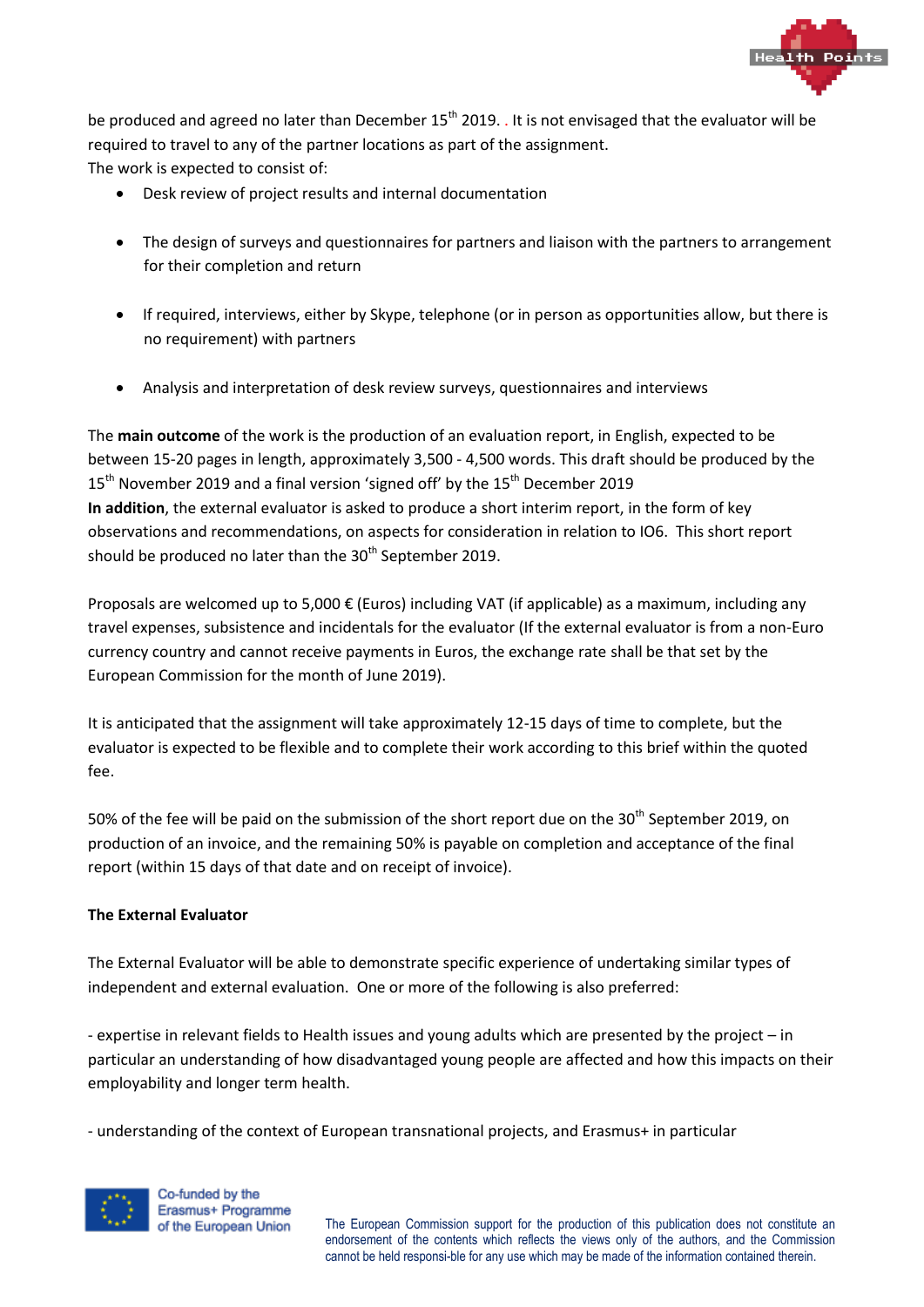be produced and agreed no later than December 15th 2019. . It is not envisaged that the evaluator will be required to travel to any of the partner locations as part of the assignment.
The work is expected to consist of:

- Desk review of project results and internal documentation
- The design of surveys and questionnaires for partners and liaison with the partners to arrangement for their completion and return
- If required, interviews, either by Skype, telephone (or in person as opportunities allow, but there is no requirement) with partners
- Analysis and interpretation of desk review surveys, questionnaires and interviews

The **main outcome** of the work is the production of an evaluation report, in English, expected to be between 15-20 pages in length, approximately 3,500 - 4,500 words. This draft should be produced by the 15th November 2019 and a final version 'signed off' by the 15th December 2019
**In addition**, the external evaluator is asked to produce a short interim report, in the form of key observations and recommendations, on aspects for consideration in relation to IO6. This short report should be produced no later than the 30th September 2019.

Proposals are welcomed up to 5,000 € (Euros) including VAT (if applicable) as a maximum, including any travel expenses, subsistence and incidentals for the evaluator (If the external evaluator is from a non-Euro currency country and cannot receive payments in Euros, the exchange rate shall be that set by the European Commission for the month of June 2019).

It is anticipated that the assignment will take approximately 12-15 days of time to complete, but the evaluator is expected to be flexible and to complete their work according to this brief within the quoted fee.

50% of the fee will be paid on the submission of the short report due on the 30th September 2019, on production of an invoice, and the remaining 50% is payable on completion and acceptance of the final report (within 15 days of that date and on receipt of invoice).

**The External Evaluator**

The External Evaluator will be able to demonstrate specific experience of undertaking similar types of independent and external evaluation. One or more of the following is also preferred:

- expertise in relevant fields to Health issues and young adults which are presented by the project – in particular an understanding of how disadvantaged young people are affected and how this impacts on their employability and longer term health.

- understanding of the context of European transnational projects, and Erasmus+ in particular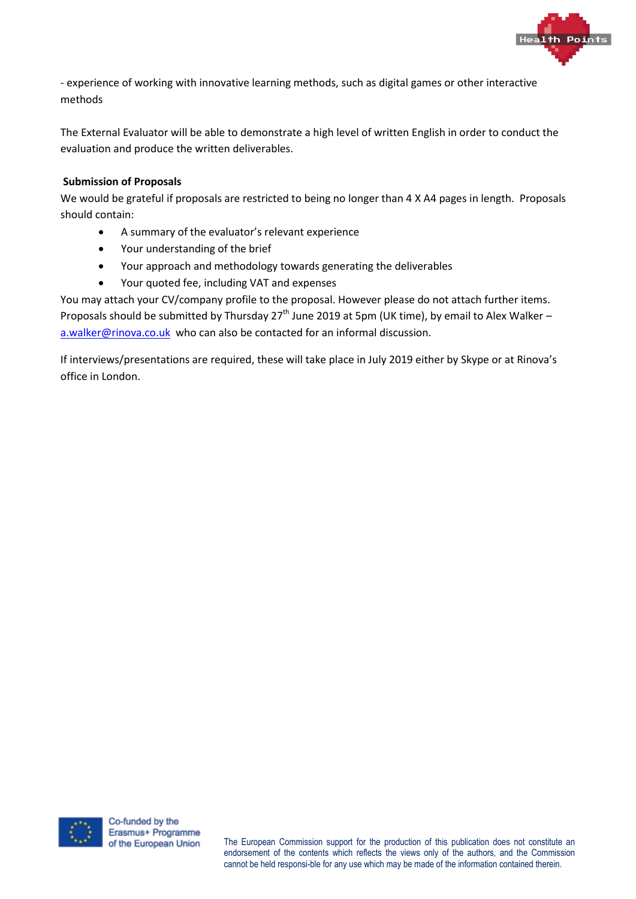- experience of working with innovative learning methods, such as digital games or other interactive methods

The External Evaluator will be able to demonstrate a high level of written English in order to conduct the evaluation and produce the written deliverables.

**Submission of Proposals**

We would be grateful if proposals are restricted to being no longer than 4 X A4 pages in length. Proposals should contain:

- A summary of the evaluator's relevant experience
- Your understanding of the brief
- Your approach and methodology towards generating the deliverables
- Your quoted fee, including VAT and expenses

You may attach your CV/company profile to the proposal. However please do not attach further items. Proposals should be submitted by Thursday 27th June 2019 at 5pm (UK time), by email to Alex Walker – a.walker@rinova.co.uk who can also be contacted for an informal discussion.

If interviews/presentations are required, these will take place in July 2019 either by Skype or at Rinova's office in London.

Co-funded by the Erasmus+ Programme of the European Union

The European Commission support for the production of this publication does not constitute an endorsement of the contents which reflects the views only of the authors, and the Commission cannot be held responsi-ble for any use which may be made of the information contained therein.